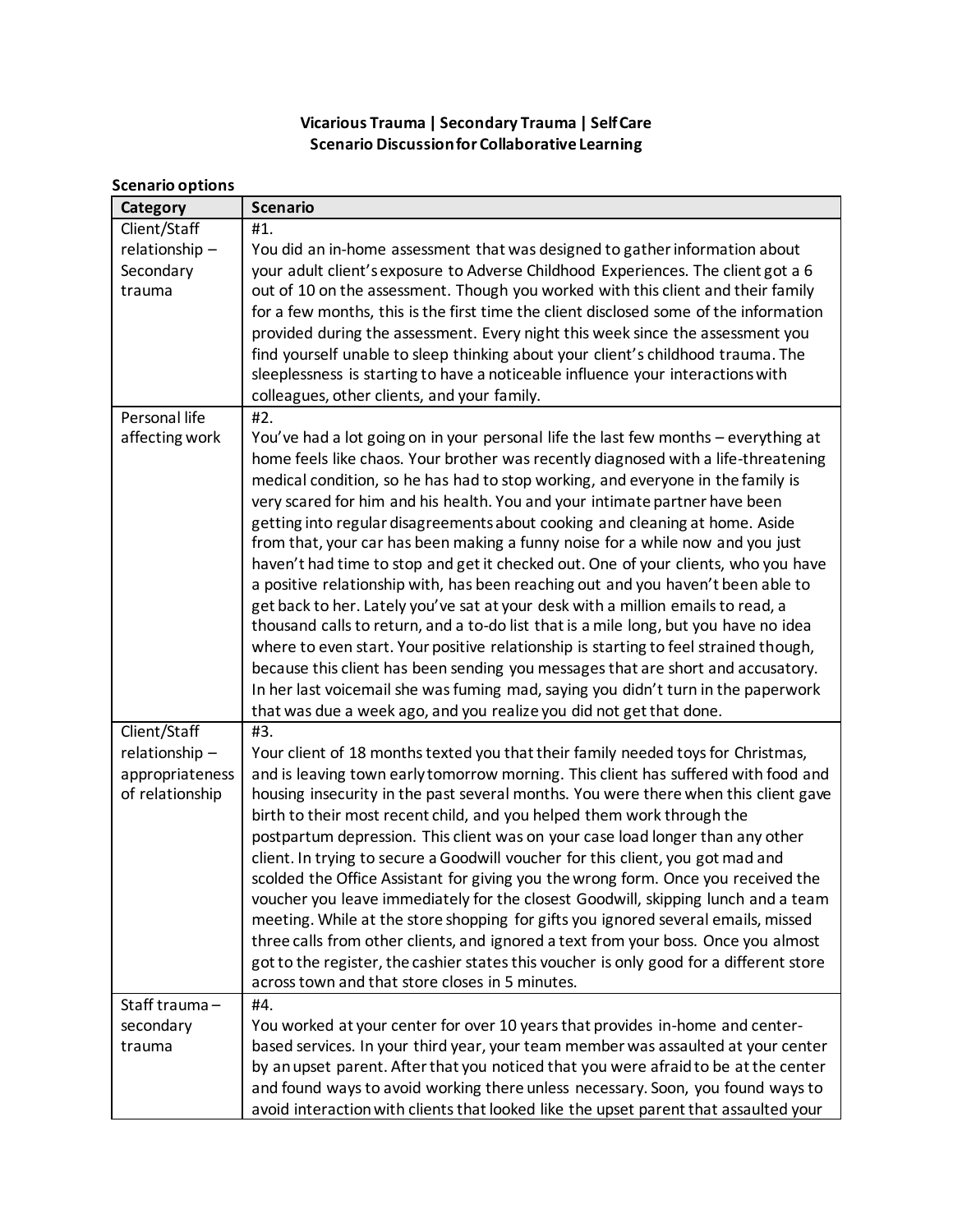**Vicarious Trauma | Secondary Trauma | Self Care**
**Scenario Discussion for Collaborative Learning**

**Scenario options**

| Category | Scenario |
|---|---|
| Client/Staff relationship – Secondary trauma | #1.<br>You did an in-home assessment that was designed to gather information about your adult client's exposure to Adverse Childhood Experiences. The client got a 6 out of 10 on the assessment. Though you worked with this client and their family for a few months, this is the first time the client disclosed some of the information provided during the assessment. Every night this week since the assessment you find yourself unable to sleep thinking about your client's childhood trauma. The sleeplessness is starting to have a noticeable influence your interactions with colleagues, other clients, and your family. |
| Personal life affecting work | #2.<br>You've had a lot going on in your personal life the last few months – everything at home feels like chaos. Your brother was recently diagnosed with a life-threatening medical condition, so he has had to stop working, and everyone in the family is very scared for him and his health. You and your intimate partner have been getting into regular disagreements about cooking and cleaning at home. Aside from that, your car has been making a funny noise for a while now and you just haven't had time to stop and get it checked out. One of your clients, who you have a positive relationship with, has been reaching out and you haven't been able to get back to her. Lately you've sat at your desk with a million emails to read, a thousand calls to return, and a to-do list that is a mile long, but you have no idea where to even start. Your positive relationship is starting to feel strained though, because this client has been sending you messages that are short and accusatory. In her last voicemail she was fuming mad, saying you didn't turn in the paperwork that was due a week ago, and you realize you did not get that done. |
| Client/Staff relationship – appropriateness of relationship | #3.<br>Your client of 18 months texted you that their family needed toys for Christmas, and is leaving town early tomorrow morning. This client has suffered with food and housing insecurity in the past several months. You were there when this client gave birth to their most recent child, and you helped them work through the postpartum depression. This client was on your case load longer than any other client. In trying to secure a Goodwill voucher for this client, you got mad and scolded the Office Assistant for giving you the wrong form. Once you received the voucher you leave immediately for the closest Goodwill, skipping lunch and a team meeting. While at the store shopping for gifts you ignored several emails, missed three calls from other clients, and ignored a text from your boss. Once you almost got to the register, the cashier states this voucher is only good for a different store across town and that store closes in 5 minutes. |
| Staff trauma – secondary trauma | #4.<br>You worked at your center for over 10 years that provides in-home and center-based services. In your third year, your team member was assaulted at your center by an upset parent. After that you noticed that you were afraid to be at the center and found ways to avoid working there unless necessary. Soon, you found ways to avoid interaction with clients that looked like the upset parent that assaulted your |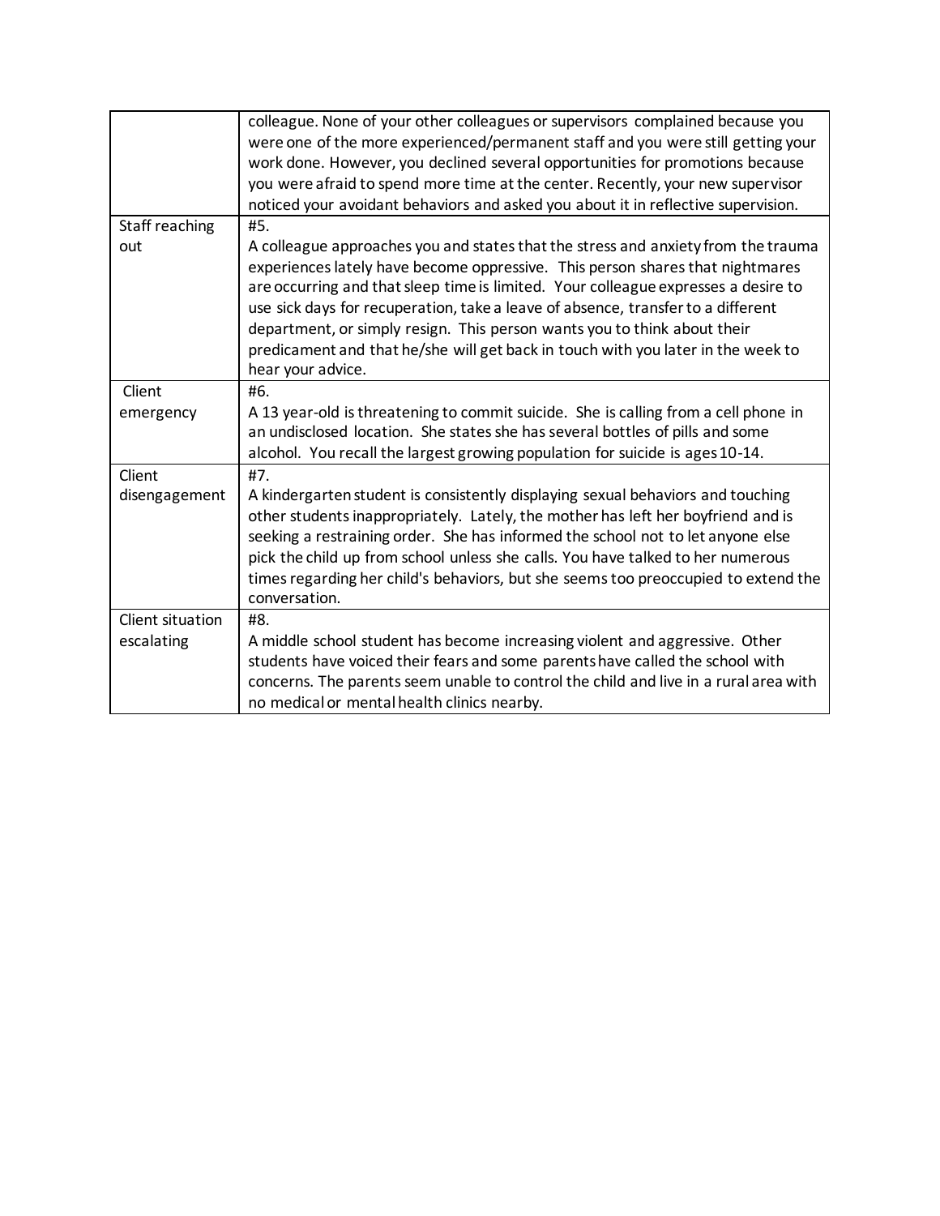| | |
|---|---|
| | colleague. None of your other colleagues or supervisors complained because you were one of the more experienced/permanent staff and you were still getting your work done. However, you declined several opportunities for promotions because you were afraid to spend more time at the center. Recently, your new supervisor noticed your avoidant behaviors and asked you about it in reflective supervision. |
| Staff reaching out | #5. A colleague approaches you and states that the stress and anxiety from the trauma experiences lately have become oppressive. This person shares that nightmares are occurring and that sleep time is limited. Your colleague expresses a desire to use sick days for recuperation, take a leave of absence, transfer to a different department, or simply resign. This person wants you to think about their predicament and that he/she will get back in touch with you later in the week to hear your advice. |
| Client emergency | #6. A 13 year-old is threatening to commit suicide. She is calling from a cell phone in an undisclosed location. She states she has several bottles of pills and some alcohol. You recall the largest growing population for suicide is ages 10-14. |
| Client disengagement | #7. A kindergarten student is consistently displaying sexual behaviors and touching other students inappropriately. Lately, the mother has left her boyfriend and is seeking a restraining order. She has informed the school not to let anyone else pick the child up from school unless she calls. You have talked to her numerous times regarding her child's behaviors, but she seems too preoccupied to extend the conversation. |
| Client situation escalating | #8. A middle school student has become increasing violent and aggressive. Other students have voiced their fears and some parents have called the school with concerns. The parents seem unable to control the child and live in a rural area with no medical or mental health clinics nearby. |